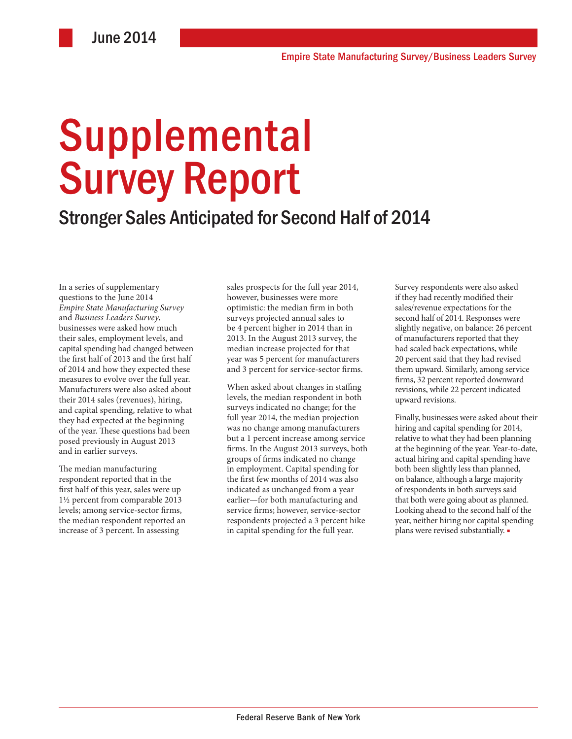June 2014

Empire State Manufacturing Survey/Business Leaders Survey

# Supplemental Survey Report

## Stronger Sales Anticipated for Second Half of 2014

In a series of supplementary questions to the June 2014 *Empire State Manufacturing Survey* and *Business Leaders Survey*, businesses were asked how much their sales, employment levels, and capital spending had changed between the first half of 2013 and the first half of 2014 and how they expected these measures to evolve over the full year. Manufacturers were also asked about their 2014 sales (revenues), hiring, and capital spending, relative to what they had expected at the beginning of the year. These questions had been posed previously in August 2013 and in earlier surveys.

The median manufacturing respondent reported that in the first half of this year, sales were up 1½ percent from comparable 2013 levels; among service-sector firms, the median respondent reported an increase of 3 percent. In assessing sales prospects for the full year 2014, however, businesses were more optimistic: the median firm in both surveys projected annual sales to be 4 percent higher in 2014 than in 2013. In the August 2013 survey, the median increase projected for that year was 5 percent for manufacturers and 3 percent for service-sector firms.

When asked about changes in staffing levels, the median respondent in both surveys indicated no change; for the full year 2014, the median projection was no change among manufacturers but a 1 percent increase among service firms. In the August 2013 surveys, both groups of firms indicated no change in employment. Capital spending for the first few months of 2014 was also indicated as unchanged from a year earlier—for both manufacturing and service firms; however, service-sector respondents projected a 3 percent hike in capital spending for the full year.

Survey respondents were also asked if they had recently modified their sales/revenue expectations for the second half of 2014. Responses were slightly negative, on balance: 26 percent of manufacturers reported that they had scaled back expectations, while 20 percent said that they had revised them upward. Similarly, among service firms, 32 percent reported downward revisions, while 22 percent indicated upward revisions.

Finally, businesses were asked about their hiring and capital spending for 2014, relative to what they had been planning at the beginning of the year. Year-to-date, actual hiring and capital spending have both been slightly less than planned, on balance, although a large majority of respondents in both surveys said that both were going about as planned. Looking ahead to the second half of the year, neither hiring nor capital spending plans were revised substantially. ▪

Federal Reserve Bank of New York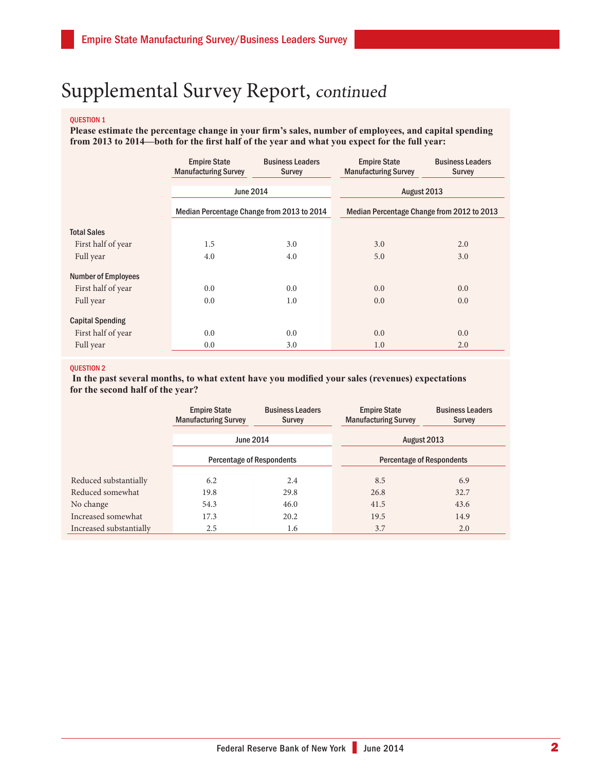# Supplemental Survey Report, *continued*

QUESTION 1

**Please estimate the percentage change in your firm's sales, number of employees, and capital spending from 2013 to 2014—both for the first half of the year and what you expect for the full year:**

| | Empire State Manufacturing Survey | Business Leaders Survey | Empire State Manufacturing Survey | Business Leaders Survey |
|---|---|---|---|---|
| | June 2014 | | August 2013 | |
| | Median Percentage Change from 2013 to 2014 | | Median Percentage Change from 2012 to 2013 | |
| **Total Sales** | | | | |
| First half of year | 1.5 | 3.0 | 3.0 | 2.0 |
| Full year | 4.0 | 4.0 | 5.0 | 3.0 |
| **Number of Employees** | | | | |
| First half of year | 0.0 | 0.0 | 0.0 | 0.0 |
| Full year | 0.0 | 1.0 | 0.0 | 0.0 |
| **Capital Spending** | | | | |
| First half of year | 0.0 | 0.0 | 0.0 | 0.0 |
| Full year | 0.0 | 3.0 | 1.0 | 2.0 |

QUESTION 2

**In the past several months, to what extent have you modified your sales (revenues) expectations for the second half of the year?**

| | Empire State Manufacturing Survey | Business Leaders Survey | Empire State Manufacturing Survey | Business Leaders Survey |
|---|---|---|---|---|
| | June 2014 | | August 2013 | |
| | Percentage of Respondents | | Percentage of Respondents | |
| Reduced substantially | 6.2 | 2.4 | 8.5 | 6.9 |
| Reduced somewhat | 19.8 | 29.8 | 26.8 | 32.7 |
| No change | 54.3 | 46.0 | 41.5 | 43.6 |
| Increased somewhat | 17.3 | 20.2 | 19.5 | 14.9 |
| Increased substantially | 2.5 | 1.6 | 3.7 | 2.0 |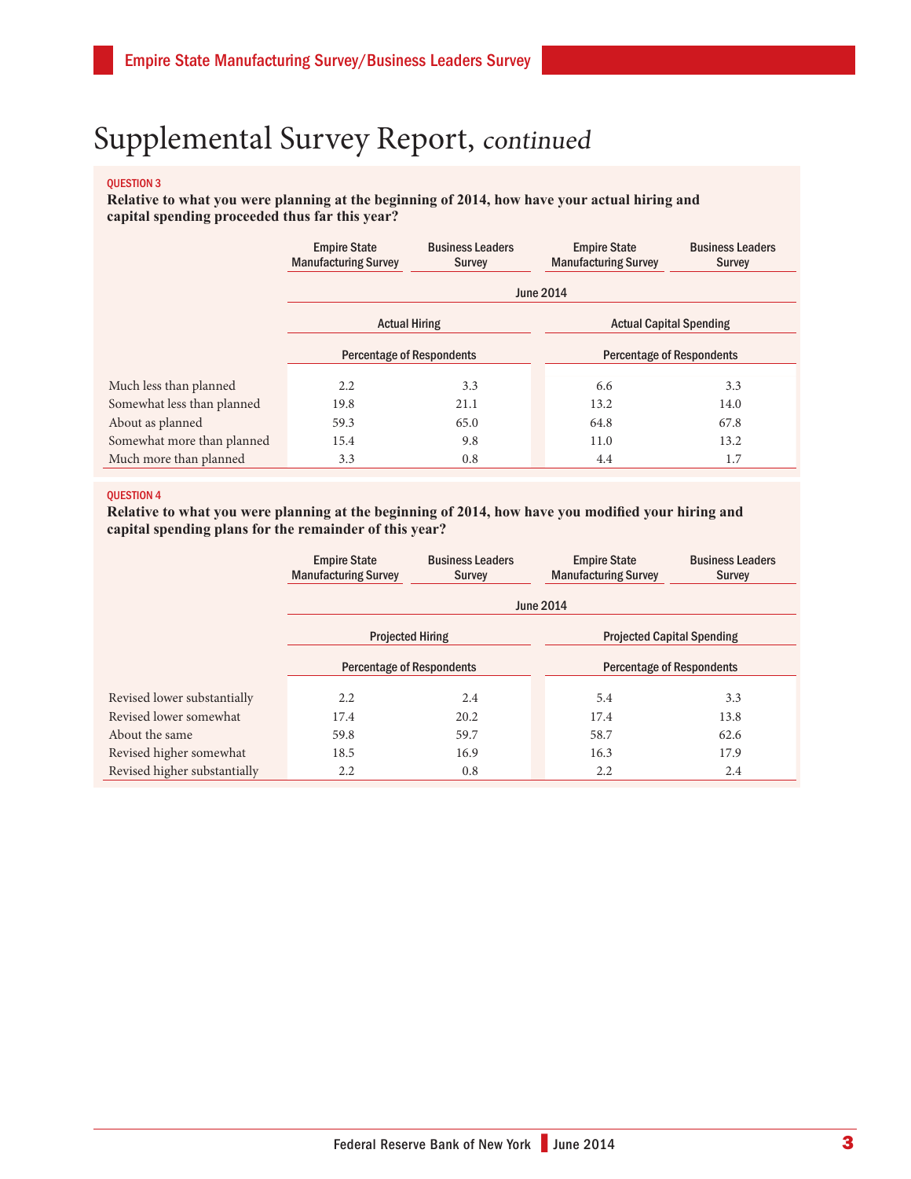# Supplemental Survey Report, *continued*

QUESTION 3

**Relative to what you were planning at the beginning of 2014, how have your actual hiring and capital spending proceeded thus far this year?**

| | Empire State Manufacturing Survey | Business Leaders Survey | Empire State Manufacturing Survey | Business Leaders Survey |
|---|---|---|---|---|
| | June 2014 | | | |
| | Actual Hiring | | Actual Capital Spending | |
| | Percentage of Respondents | | Percentage of Respondents | |
| Much less than planned | 2.2 | 3.3 | 6.6 | 3.3 |
| Somewhat less than planned | 19.8 | 21.1 | 13.2 | 14.0 |
| About as planned | 59.3 | 65.0 | 64.8 | 67.8 |
| Somewhat more than planned | 15.4 | 9.8 | 11.0 | 13.2 |
| Much more than planned | 3.3 | 0.8 | 4.4 | 1.7 |

QUESTION 4

**Relative to what you were planning at the beginning of 2014, how have you modified your hiring and capital spending plans for the remainder of this year?**

| | Empire State Manufacturing Survey | Business Leaders Survey | Empire State Manufacturing Survey | Business Leaders Survey |
|---|---|---|---|---|
| | June 2014 | | | |
| | Projected Hiring | | Projected Capital Spending | |
| | Percentage of Respondents | | Percentage of Respondents | |
| Revised lower substantially | 2.2 | 2.4 | 5.4 | 3.3 |
| Revised lower somewhat | 17.4 | 20.2 | 17.4 | 13.8 |
| About the same | 59.8 | 59.7 | 58.7 | 62.6 |
| Revised higher somewhat | 18.5 | 16.9 | 16.3 | 17.9 |
| Revised higher substantially | 2.2 | 0.8 | 2.2 | 2.4 |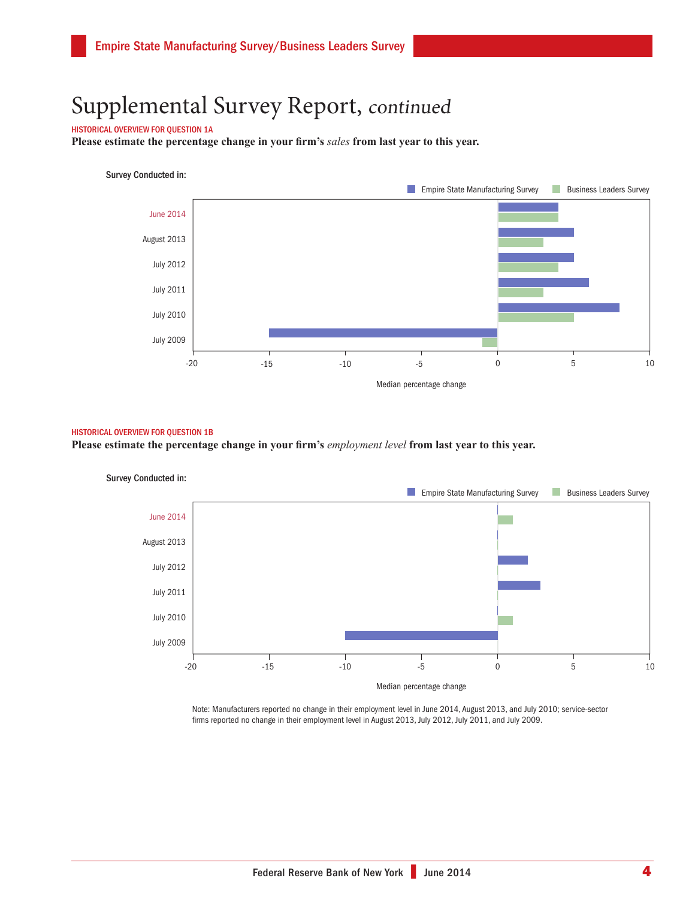# Supplemental Survey Report, *continued*

HISTORICAL OVERVIEW FOR QUESTION 1A

**Please estimate the percentage change in your firm's *sales* from last year to this year.**

Survey Conducted in:

Empire State Manufacturing Survey | Business Leaders Survey

June 2014
August 2013
July 2012
July 2011
July 2010
July 2009

-20 -15 -10 -5 0 5 10

Median percentage change

HISTORICAL OVERVIEW FOR QUESTION 1B

**Please estimate the percentage change in your firm's *employment level* from last year to this year.**

Survey Conducted in:

Empire State Manufacturing Survey | Business Leaders Survey

June 2014
August 2013
July 2012
July 2011
July 2010
July 2009

-20 -15 -10 -5 0 5 10

Median percentage change

Note: Manufacturers reported no change in their employment level in June 2014, August 2013, and July 2010; service-sector firms reported no change in their employment level in August 2013, July 2012, July 2011, and July 2009.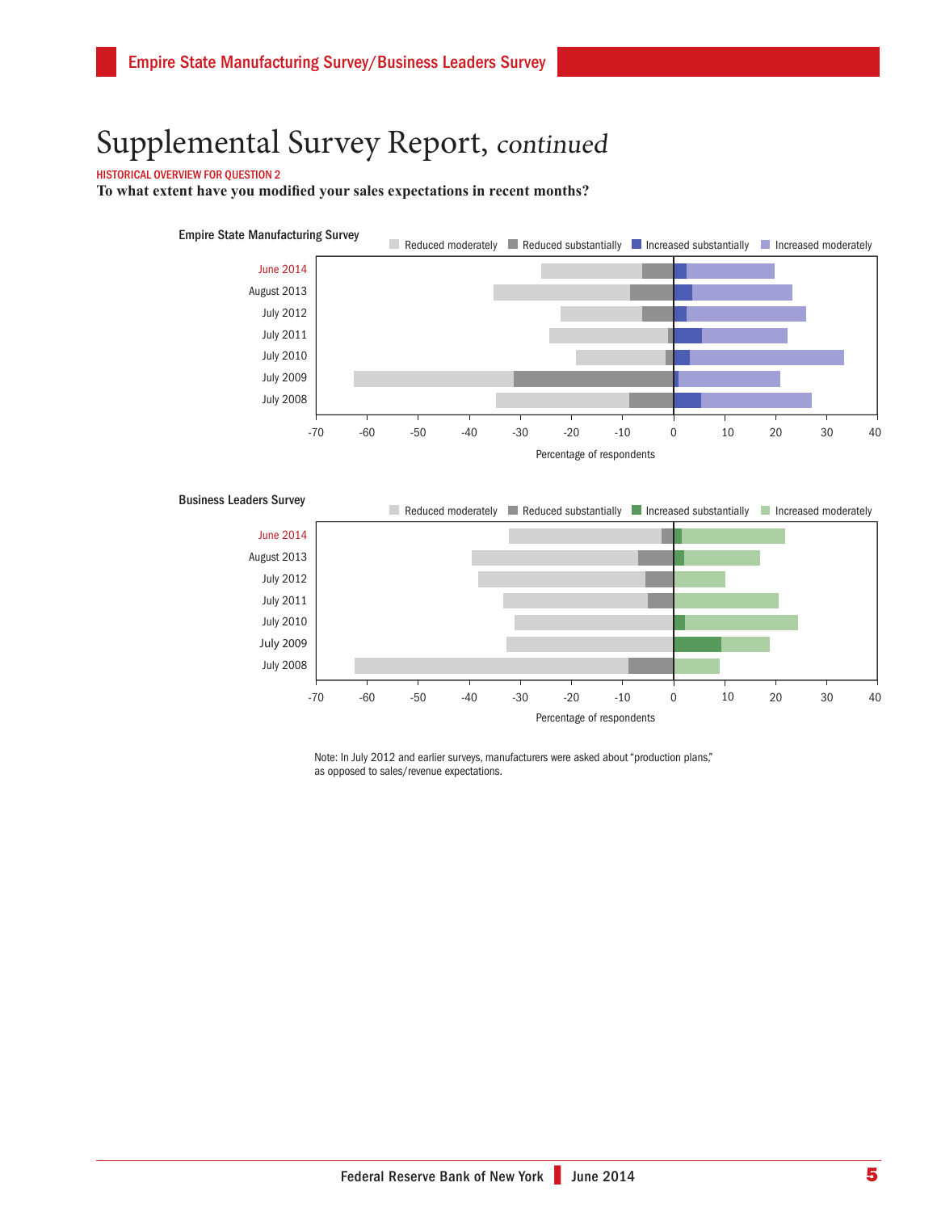# Supplemental Survey Report, *continued*

HISTORICAL OVERVIEW FOR QUESTION 2

**To what extent have you modified your sales expectations in recent months?**

Empire State Manufacturing Survey

Reduced moderately
Reduced substantially
Increased substantially
Increased moderately

June 2014
August 2013
July 2012
July 2011
July 2010
July 2009
July 2008

-70 -60 -50 -40 -30 -20 -10 0 10 20 30 40

Percentage of respondents

Business Leaders Survey

Reduced moderately
Reduced substantially
Increased substantially
Increased moderately

June 2014
August 2013
July 2012
July 2011
July 2010
July 2009
July 2008

-70 -60 -50 -40 -30 -20 -10 0 10 20 30 40

Percentage of respondents

Note: In July 2012 and earlier surveys, manufacturers were asked about "production plans," as opposed to sales/revenue expectations.